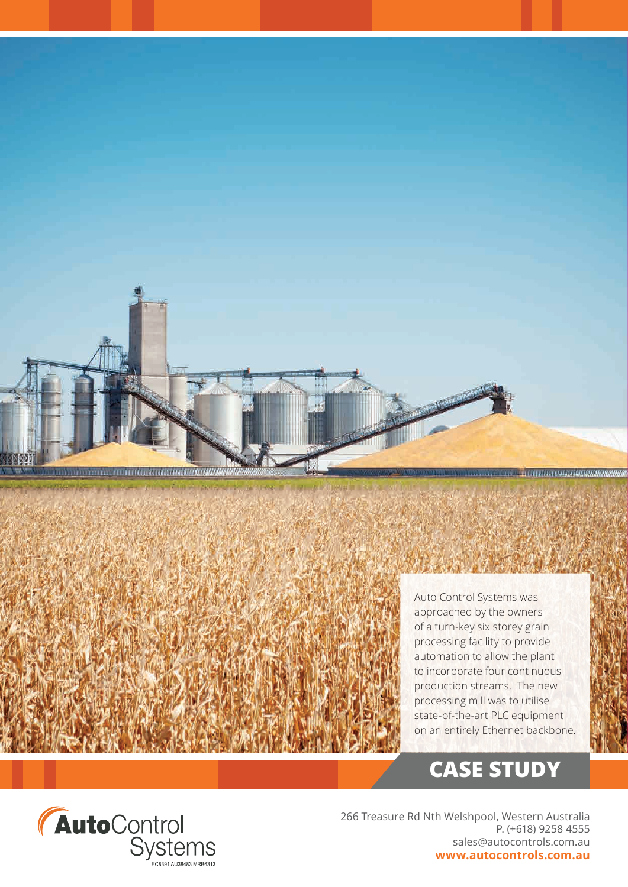Auto Control Systems was approached by the owners of a turn-key six storey grain processing facility to provide automation to allow the plant to incorporate four continuous production streams. The new processing mill was to utilise state-of-the-art PLC equipment on an entirely Ethernet backbone.

# CASE STUDY

**Auto**Control Systems
EC8391 AU38483 MRB6313

266 Treasure Rd Nth Welshpool, Western Australia
P. (+618) 9258 4555
sales@autocontrols.com.au
**www.autocontrols.com.au**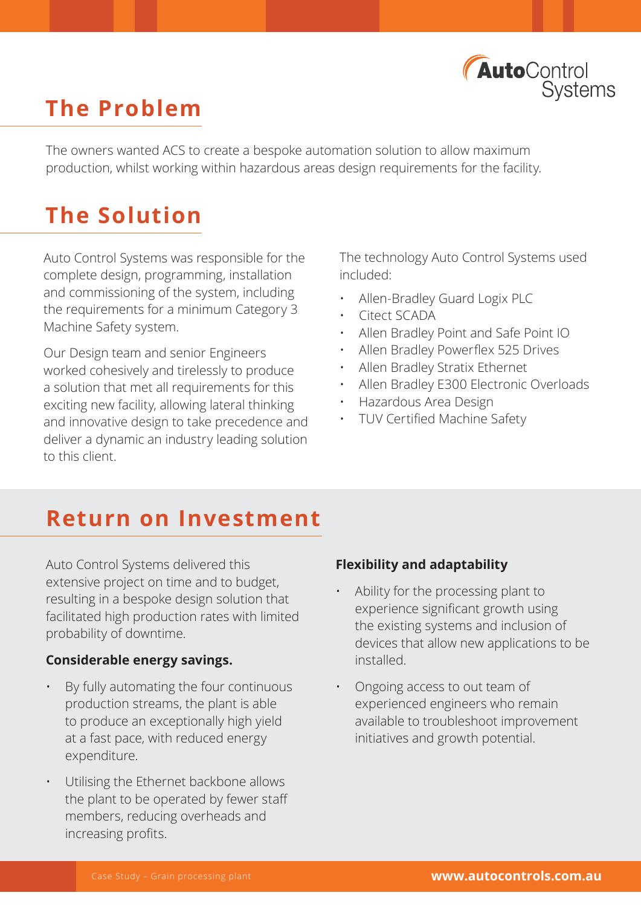## The Problem

The owners wanted ACS to create a bespoke automation solution to allow maximum production, whilst working within hazardous areas design requirements for the facility.

## The Solution

Auto Control Systems was responsible for the complete design, programming, installation and commissioning of the system, including the requirements for a minimum Category 3 Machine Safety system.

Our Design team and senior Engineers worked cohesively and tirelessly to produce a solution that met all requirements for this exciting new facility, allowing lateral thinking and innovative design to take precedence and deliver a dynamic an industry leading solution to this client.

The technology Auto Control Systems used included:

- Allen-Bradley Guard Logix PLC
- Citect SCADA
- Allen Bradley Point and Safe Point IO
- Allen Bradley Powerflex 525 Drives
- Allen Bradley Stratix Ethernet
- Allen Bradley E300 Electronic Overloads
- Hazardous Area Design
- TUV Certified Machine Safety

## Return on Investment

Auto Control Systems delivered this extensive project on time and to budget, resulting in a bespoke design solution that facilitated high production rates with limited probability of downtime.

**Considerable energy savings.**

- By fully automating the four continuous production streams, the plant is able to produce an exceptionally high yield at a fast pace, with reduced energy expenditure.
- Utilising the Ethernet backbone allows the plant to be operated by fewer staff members, reducing overheads and increasing profits.

**Flexibility and adaptability**

- Ability for the processing plant to experience significant growth using the existing systems and inclusion of devices that allow new applications to be installed.
- Ongoing access to out team of experienced engineers who remain available to troubleshoot improvement initiatives and growth potential.